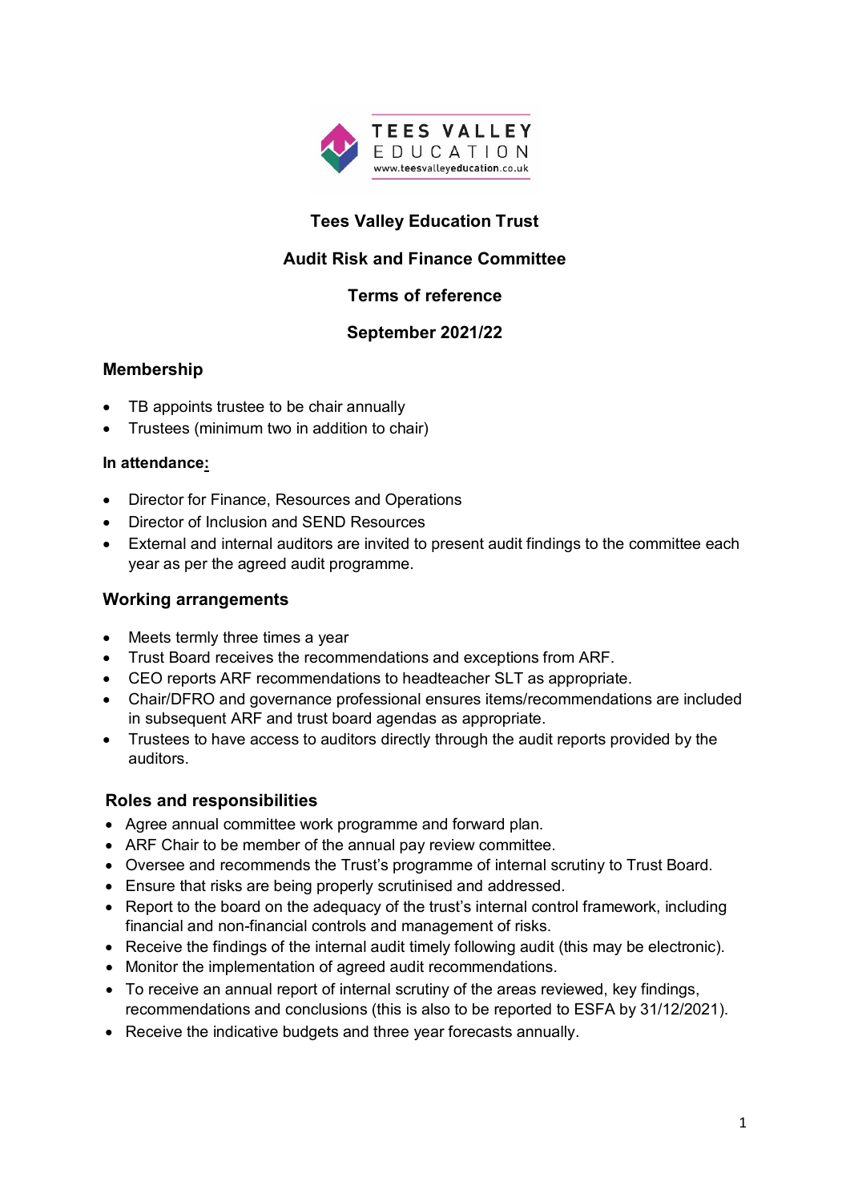# Tees Valley Education Trust

## Audit Risk and Finance Committee

## Terms of reference

## September 2021/22

### Membership

- TB appoints trustee to be chair annually
- Trustees (minimum two in addition to chair)

**In attendance:**

- Director for Finance, Resources and Operations
- Director of Inclusion and SEND Resources
- External and internal auditors are invited to present audit findings to the committee each year as per the agreed audit programme.

### Working arrangements

- Meets termly three times a year
- Trust Board receives the recommendations and exceptions from ARF.
- CEO reports ARF recommendations to headteacher SLT as appropriate.
- Chair/DFRO and governance professional ensures items/recommendations are included in subsequent ARF and trust board agendas as appropriate.
- Trustees to have access to auditors directly through the audit reports provided by the auditors.

### Roles and responsibilities

- Agree annual committee work programme and forward plan.
- ARF Chair to be member of the annual pay review committee.
- Oversee and recommends the Trust's programme of internal scrutiny to Trust Board.
- Ensure that risks are being properly scrutinised and addressed.
- Report to the board on the adequacy of the trust's internal control framework, including financial and non-financial controls and management of risks.
- Receive the findings of the internal audit timely following audit (this may be electronic).
- Monitor the implementation of agreed audit recommendations.
- To receive an annual report of internal scrutiny of the areas reviewed, key findings, recommendations and conclusions (this is also to be reported to ESFA by 31/12/2021).
- Receive the indicative budgets and three year forecasts annually.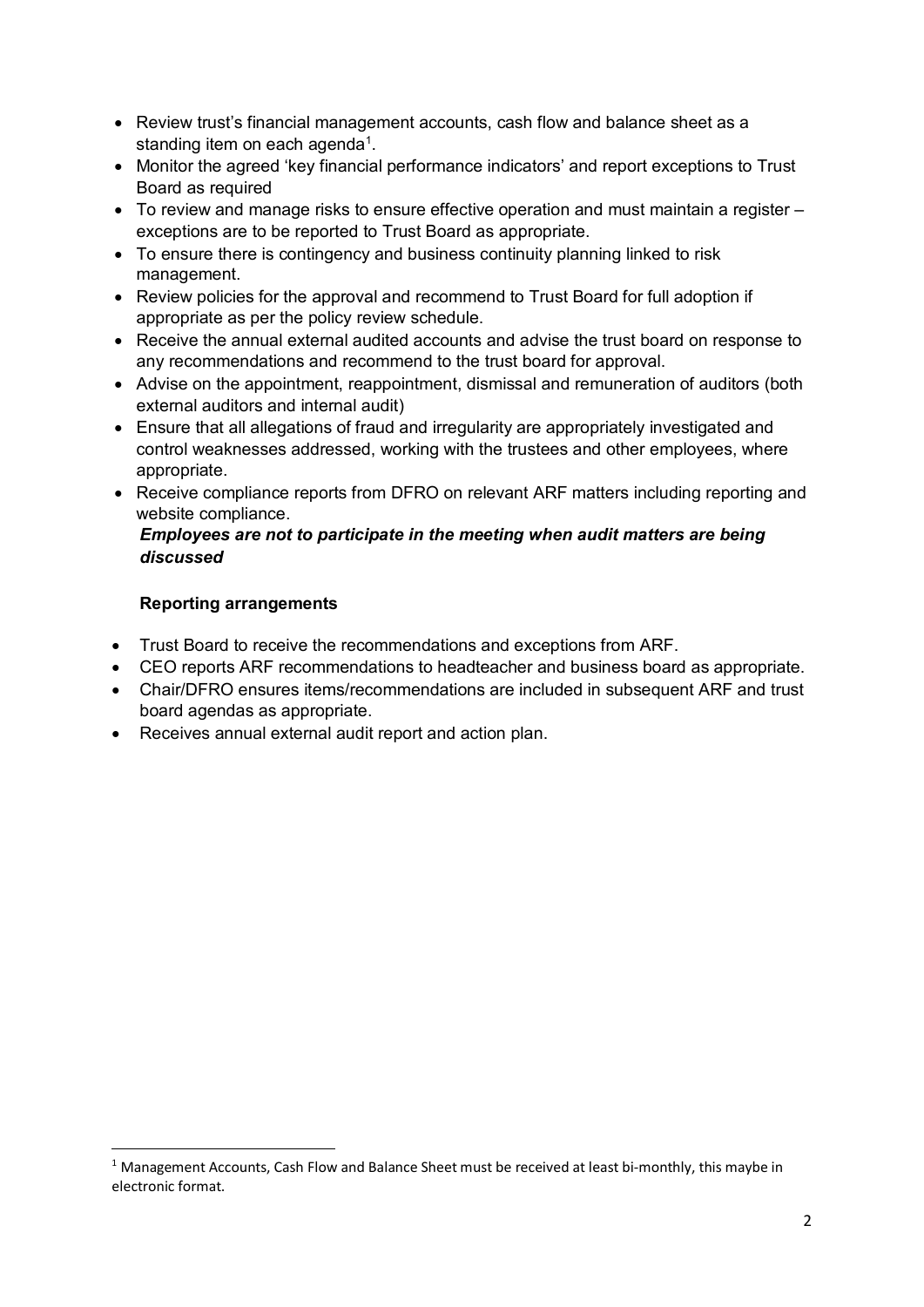- Review trust's financial management accounts, cash flow and balance sheet as a standing item on each agenda[1].
- Monitor the agreed 'key financial performance indicators' and report exceptions to Trust Board as required
- To review and manage risks to ensure effective operation and must maintain a register – exceptions are to be reported to Trust Board as appropriate.
- To ensure there is contingency and business continuity planning linked to risk management.
- Review policies for the approval and recommend to Trust Board for full adoption if appropriate as per the policy review schedule.
- Receive the annual external audited accounts and advise the trust board on response to any recommendations and recommend to the trust board for approval.
- Advise on the appointment, reappointment, dismissal and remuneration of auditors (both external auditors and internal audit)
- Ensure that all allegations of fraud and irregularity are appropriately investigated and control weaknesses addressed, working with the trustees and other employees, where appropriate.
- Receive compliance reports from DFRO on relevant ARF matters including reporting and website compliance.

***Employees are not to participate in the meeting when audit matters are being discussed***

**Reporting arrangements**

- Trust Board to receive the recommendations and exceptions from ARF.
- CEO reports ARF recommendations to headteacher and business board as appropriate.
- Chair/DFRO ensures items/recommendations are included in subsequent ARF and trust board agendas as appropriate.
- Receives annual external audit report and action plan.

[1] Management Accounts, Cash Flow and Balance Sheet must be received at least bi-monthly, this maybe in electronic format.